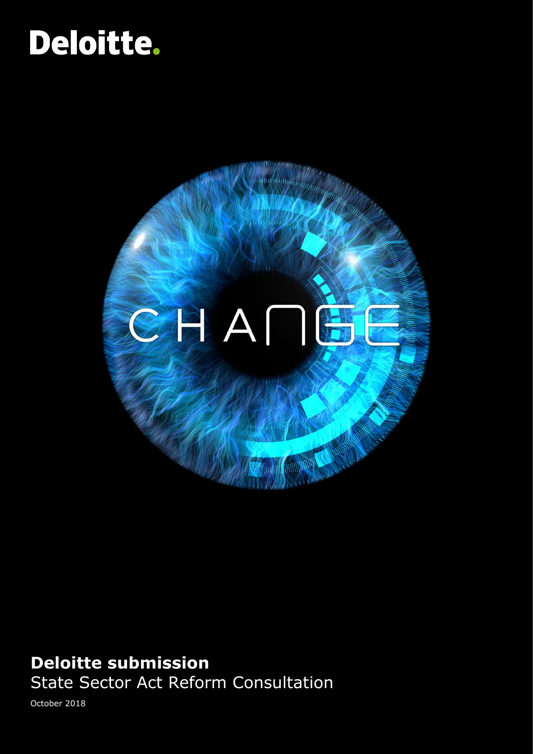Deloitte.

CHANGE

**Deloitte submission**

State Sector Act Reform Consultation

October 2018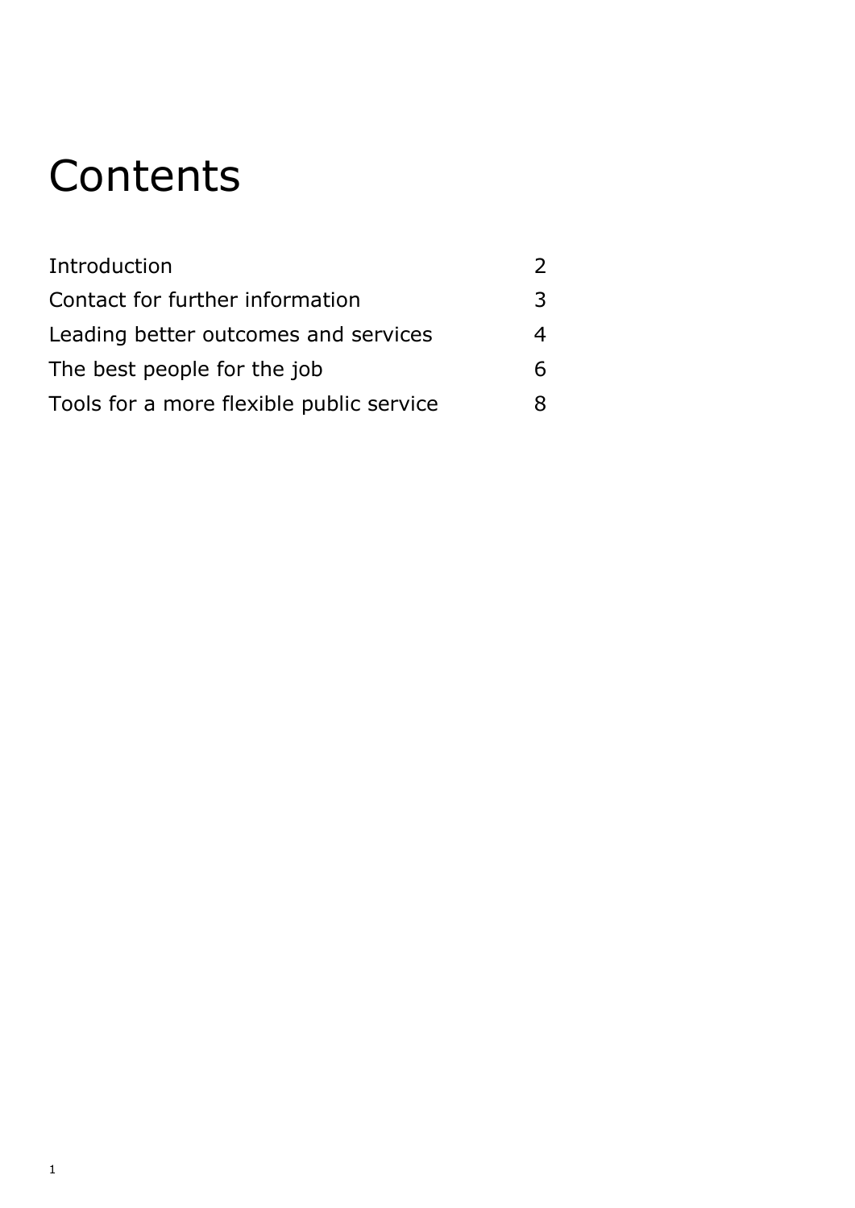# Contents

| | |
|---|---|
| Introduction | 2 |
| Contact for further information | 3 |
| Leading better outcomes and services | 4 |
| The best people for the job | 6 |
| Tools for a more flexible public service | 8 |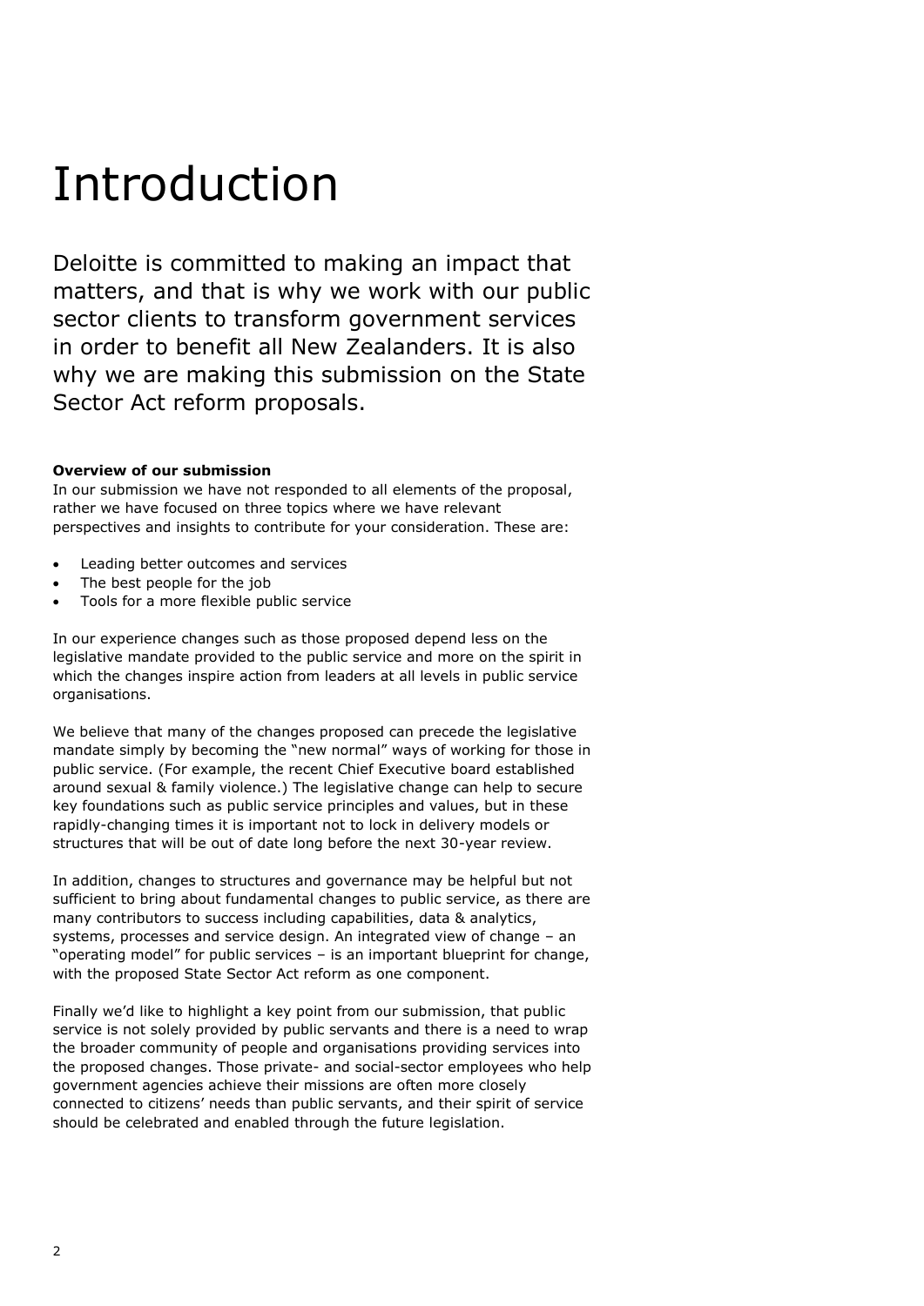# Introduction

Deloitte is committed to making an impact that matters, and that is why we work with our public sector clients to transform government services in order to benefit all New Zealanders. It is also why we are making this submission on the State Sector Act reform proposals.

**Overview of our submission**

In our submission we have not responded to all elements of the proposal, rather we have focused on three topics where we have relevant perspectives and insights to contribute for your consideration. These are:

- Leading better outcomes and services
- The best people for the job
- Tools for a more flexible public service

In our experience changes such as those proposed depend less on the legislative mandate provided to the public service and more on the spirit in which the changes inspire action from leaders at all levels in public service organisations.

We believe that many of the changes proposed can precede the legislative mandate simply by becoming the "new normal" ways of working for those in public service. (For example, the recent Chief Executive board established around sexual & family violence.) The legislative change can help to secure key foundations such as public service principles and values, but in these rapidly-changing times it is important not to lock in delivery models or structures that will be out of date long before the next 30-year review.

In addition, changes to structures and governance may be helpful but not sufficient to bring about fundamental changes to public service, as there are many contributors to success including capabilities, data & analytics, systems, processes and service design. An integrated view of change – an "operating model" for public services – is an important blueprint for change, with the proposed State Sector Act reform as one component.

Finally we'd like to highlight a key point from our submission, that public service is not solely provided by public servants and there is a need to wrap the broader community of people and organisations providing services into the proposed changes. Those private- and social-sector employees who help government agencies achieve their missions are often more closely connected to citizens' needs than public servants, and their spirit of service should be celebrated and enabled through the future legislation.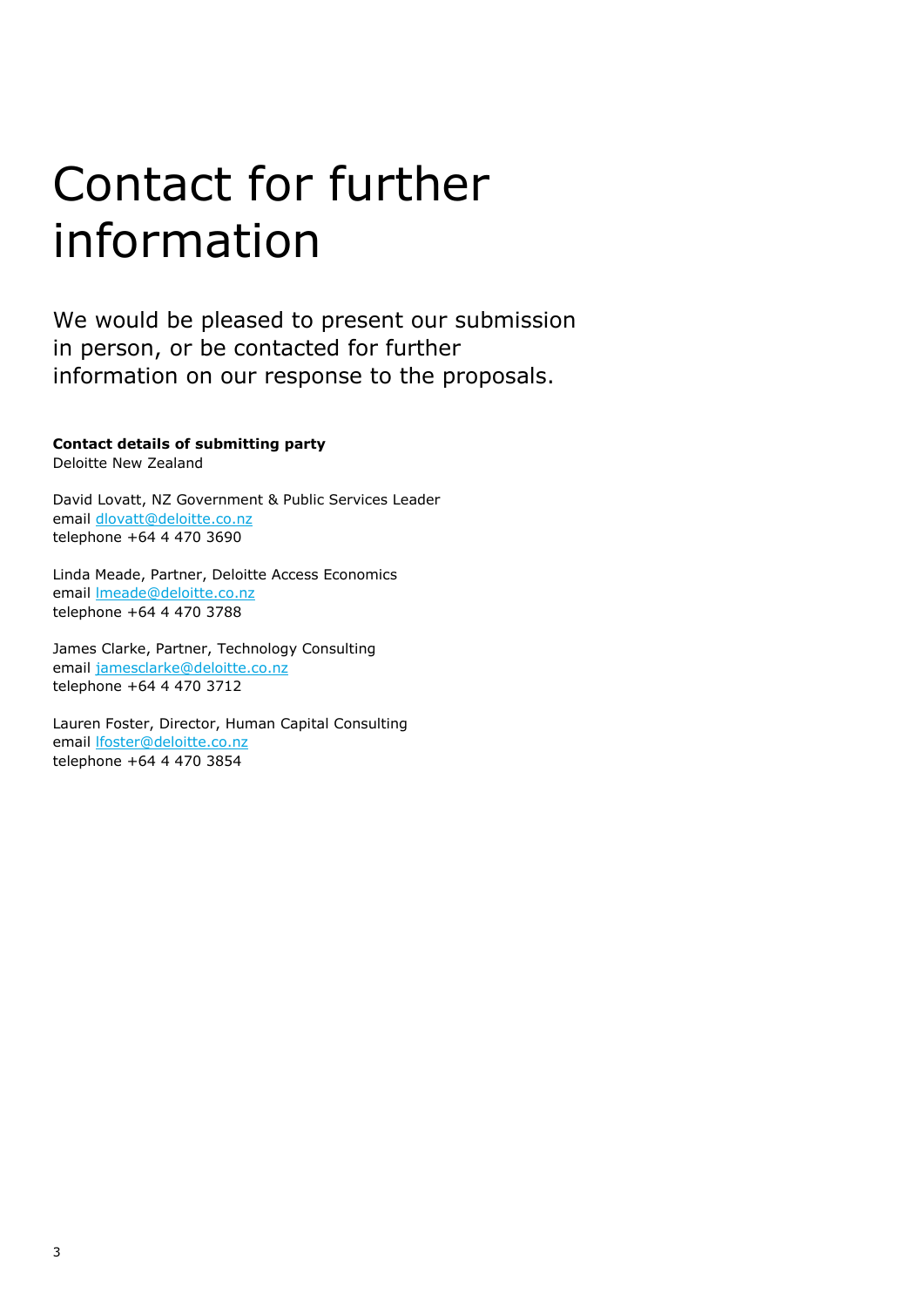# Contact for further information

We would be pleased to present our submission in person, or be contacted for further information on our response to the proposals.

**Contact details of submitting party**
Deloitte New Zealand

David Lovatt, NZ Government & Public Services Leader
email dlovatt@deloitte.co.nz
telephone +64 4 470 3690

Linda Meade, Partner, Deloitte Access Economics
email lmeade@deloitte.co.nz
telephone +64 4 470 3788

James Clarke, Partner, Technology Consulting
email jamesclarke@deloitte.co.nz
telephone +64 4 470 3712

Lauren Foster, Director, Human Capital Consulting
email lfoster@deloitte.co.nz
telephone +64 4 470 3854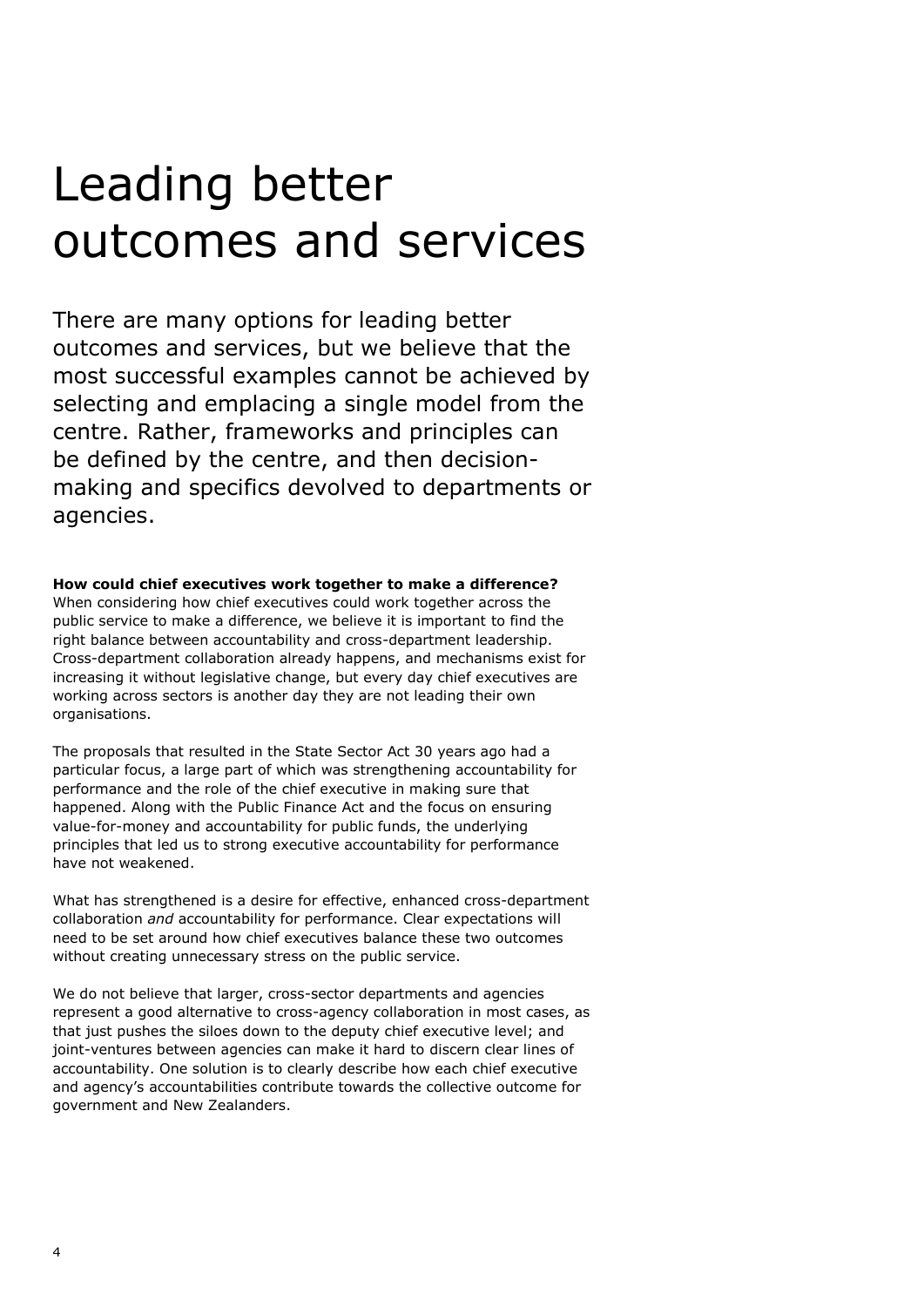# Leading better outcomes and services

There are many options for leading better outcomes and services, but we believe that the most successful examples cannot be achieved by selecting and emplacing a single model from the centre. Rather, frameworks and principles can be defined by the centre, and then decision-making and specifics devolved to departments or agencies.

**How could chief executives work together to make a difference?**

When considering how chief executives could work together across the public service to make a difference, we believe it is important to find the right balance between accountability and cross-department leadership. Cross-department collaboration already happens, and mechanisms exist for increasing it without legislative change, but every day chief executives are working across sectors is another day they are not leading their own organisations.

The proposals that resulted in the State Sector Act 30 years ago had a particular focus, a large part of which was strengthening accountability for performance and the role of the chief executive in making sure that happened. Along with the Public Finance Act and the focus on ensuring value-for-money and accountability for public funds, the underlying principles that led us to strong executive accountability for performance have not weakened.

What has strengthened is a desire for effective, enhanced cross-department collaboration *and* accountability for performance. Clear expectations will need to be set around how chief executives balance these two outcomes without creating unnecessary stress on the public service.

We do not believe that larger, cross-sector departments and agencies represent a good alternative to cross-agency collaboration in most cases, as that just pushes the siloes down to the deputy chief executive level; and joint-ventures between agencies can make it hard to discern clear lines of accountability. One solution is to clearly describe how each chief executive and agency's accountabilities contribute towards the collective outcome for government and New Zealanders.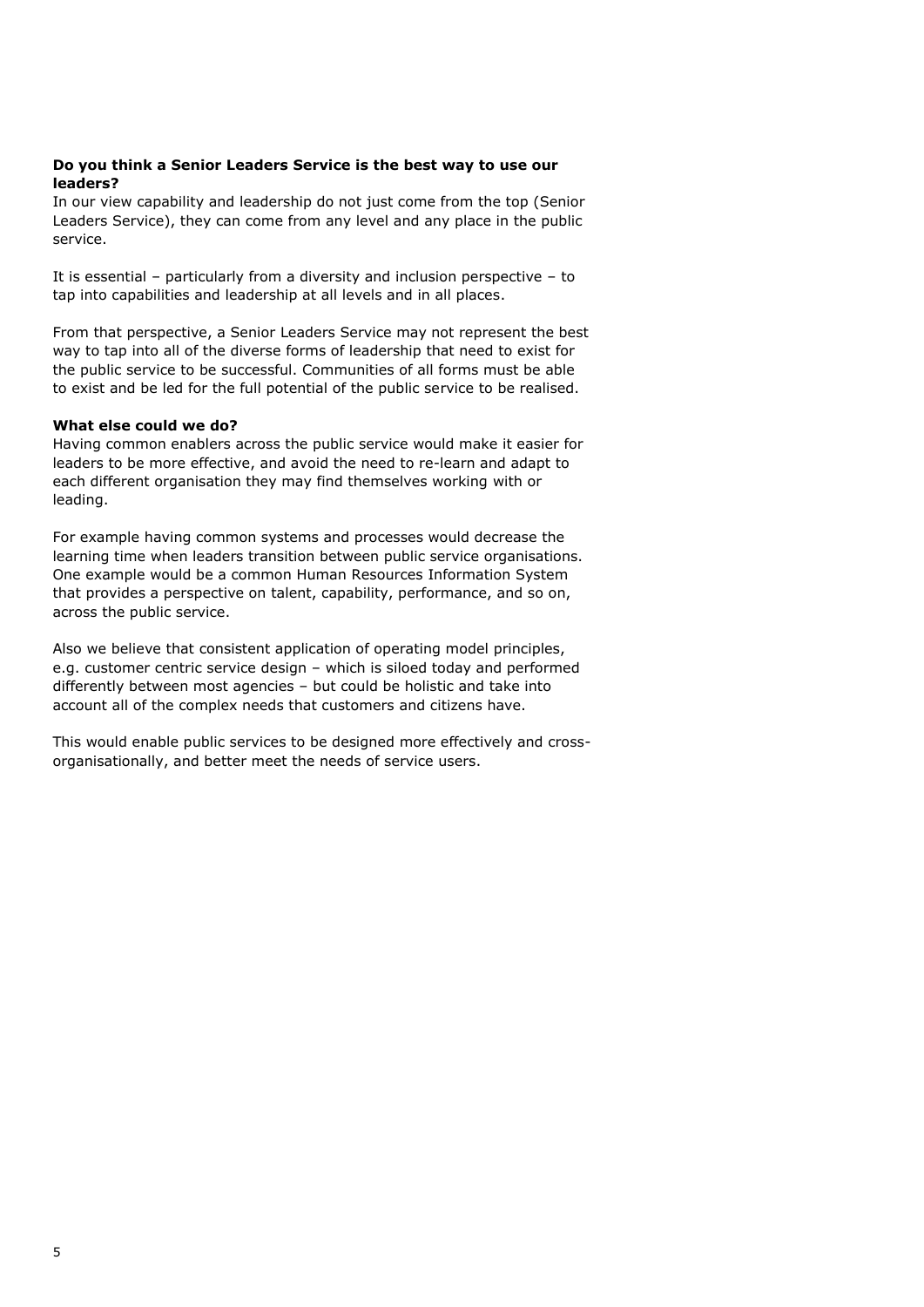**Do you think a Senior Leaders Service is the best way to use our leaders?**

In our view capability and leadership do not just come from the top (Senior Leaders Service), they can come from any level and any place in the public service.

It is essential – particularly from a diversity and inclusion perspective – to tap into capabilities and leadership at all levels and in all places.

From that perspective, a Senior Leaders Service may not represent the best way to tap into all of the diverse forms of leadership that need to exist for the public service to be successful. Communities of all forms must be able to exist and be led for the full potential of the public service to be realised.

**What else could we do?**

Having common enablers across the public service would make it easier for leaders to be more effective, and avoid the need to re-learn and adapt to each different organisation they may find themselves working with or leading.

For example having common systems and processes would decrease the learning time when leaders transition between public service organisations. One example would be a common Human Resources Information System that provides a perspective on talent, capability, performance, and so on, across the public service.

Also we believe that consistent application of operating model principles, e.g. customer centric service design – which is siloed today and performed differently between most agencies – but could be holistic and take into account all of the complex needs that customers and citizens have.

This would enable public services to be designed more effectively and cross-organisationally, and better meet the needs of service users.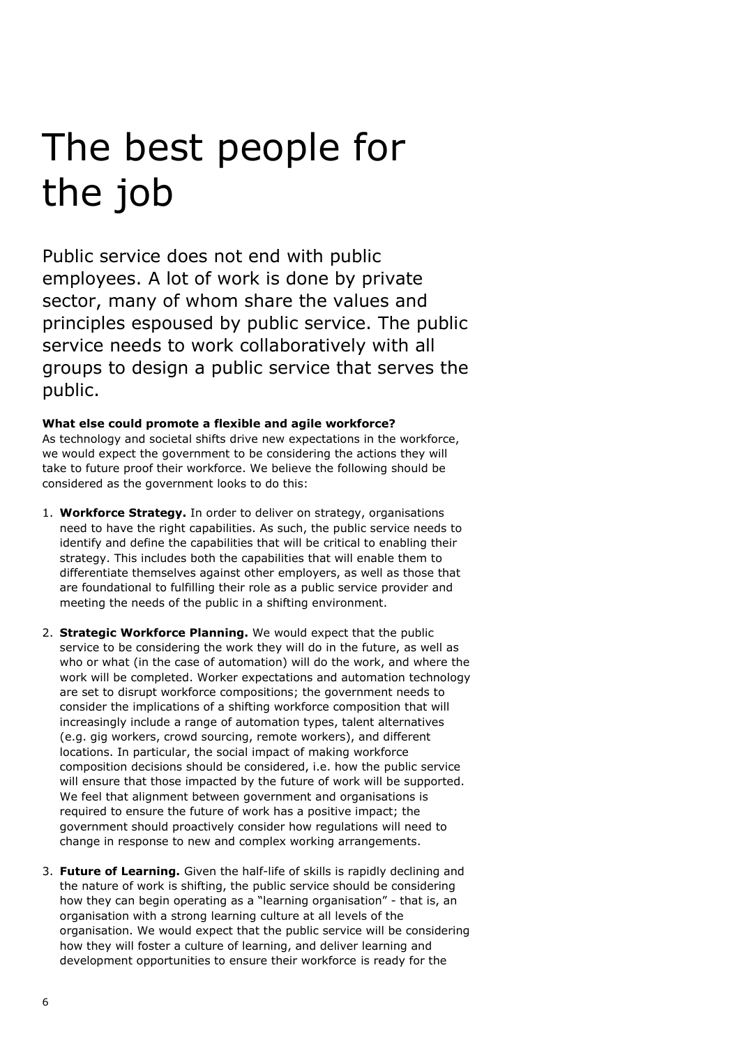# The best people for the job

Public service does not end with public employees. A lot of work is done by private sector, many of whom share the values and principles espoused by public service. The public service needs to work collaboratively with all groups to design a public service that serves the public.

**What else could promote a flexible and agile workforce?**

As technology and societal shifts drive new expectations in the workforce, we would expect the government to be considering the actions they will take to future proof their workforce. We believe the following should be considered as the government looks to do this:

1. **Workforce Strategy.** In order to deliver on strategy, organisations need to have the right capabilities. As such, the public service needs to identify and define the capabilities that will be critical to enabling their strategy. This includes both the capabilities that will enable them to differentiate themselves against other employers, as well as those that are foundational to fulfilling their role as a public service provider and meeting the needs of the public in a shifting environment.

2. **Strategic Workforce Planning.** We would expect that the public service to be considering the work they will do in the future, as well as who or what (in the case of automation) will do the work, and where the work will be completed. Worker expectations and automation technology are set to disrupt workforce compositions; the government needs to consider the implications of a shifting workforce composition that will increasingly include a range of automation types, talent alternatives (e.g. gig workers, crowd sourcing, remote workers), and different locations. In particular, the social impact of making workforce composition decisions should be considered, i.e. how the public service will ensure that those impacted by the future of work will be supported. We feel that alignment between government and organisations is required to ensure the future of work has a positive impact; the government should proactively consider how regulations will need to change in response to new and complex working arrangements.

3. **Future of Learning.** Given the half-life of skills is rapidly declining and the nature of work is shifting, the public service should be considering how they can begin operating as a "learning organisation" - that is, an organisation with a strong learning culture at all levels of the organisation. We would expect that the public service will be considering how they will foster a culture of learning, and deliver learning and development opportunities to ensure their workforce is ready for the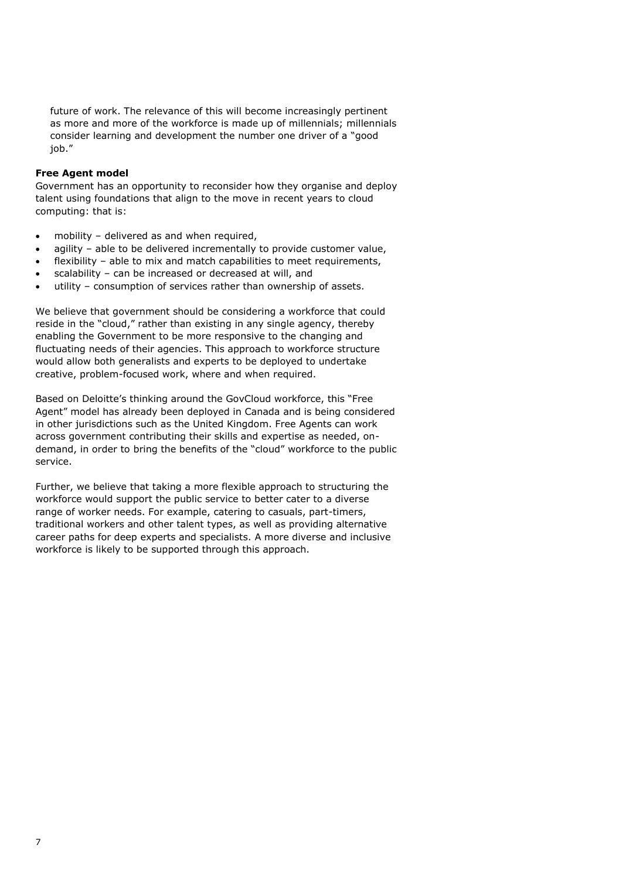future of work. The relevance of this will become increasingly pertinent as more and more of the workforce is made up of millennials; millennials consider learning and development the number one driver of a "good job."

**Free Agent model**

Government has an opportunity to reconsider how they organise and deploy talent using foundations that align to the move in recent years to cloud computing: that is:

- mobility – delivered as and when required,
- agility – able to be delivered incrementally to provide customer value,
- flexibility – able to mix and match capabilities to meet requirements,
- scalability – can be increased or decreased at will, and
- utility – consumption of services rather than ownership of assets.

We believe that government should be considering a workforce that could reside in the "cloud," rather than existing in any single agency, thereby enabling the Government to be more responsive to the changing and fluctuating needs of their agencies. This approach to workforce structure would allow both generalists and experts to be deployed to undertake creative, problem-focused work, where and when required.

Based on Deloitte's thinking around the GovCloud workforce, this "Free Agent" model has already been deployed in Canada and is being considered in other jurisdictions such as the United Kingdom. Free Agents can work across government contributing their skills and expertise as needed, on-demand, in order to bring the benefits of the "cloud" workforce to the public service.

Further, we believe that taking a more flexible approach to structuring the workforce would support the public service to better cater to a diverse range of worker needs. For example, catering to casuals, part-timers, traditional workers and other talent types, as well as providing alternative career paths for deep experts and specialists. A more diverse and inclusive workforce is likely to be supported through this approach.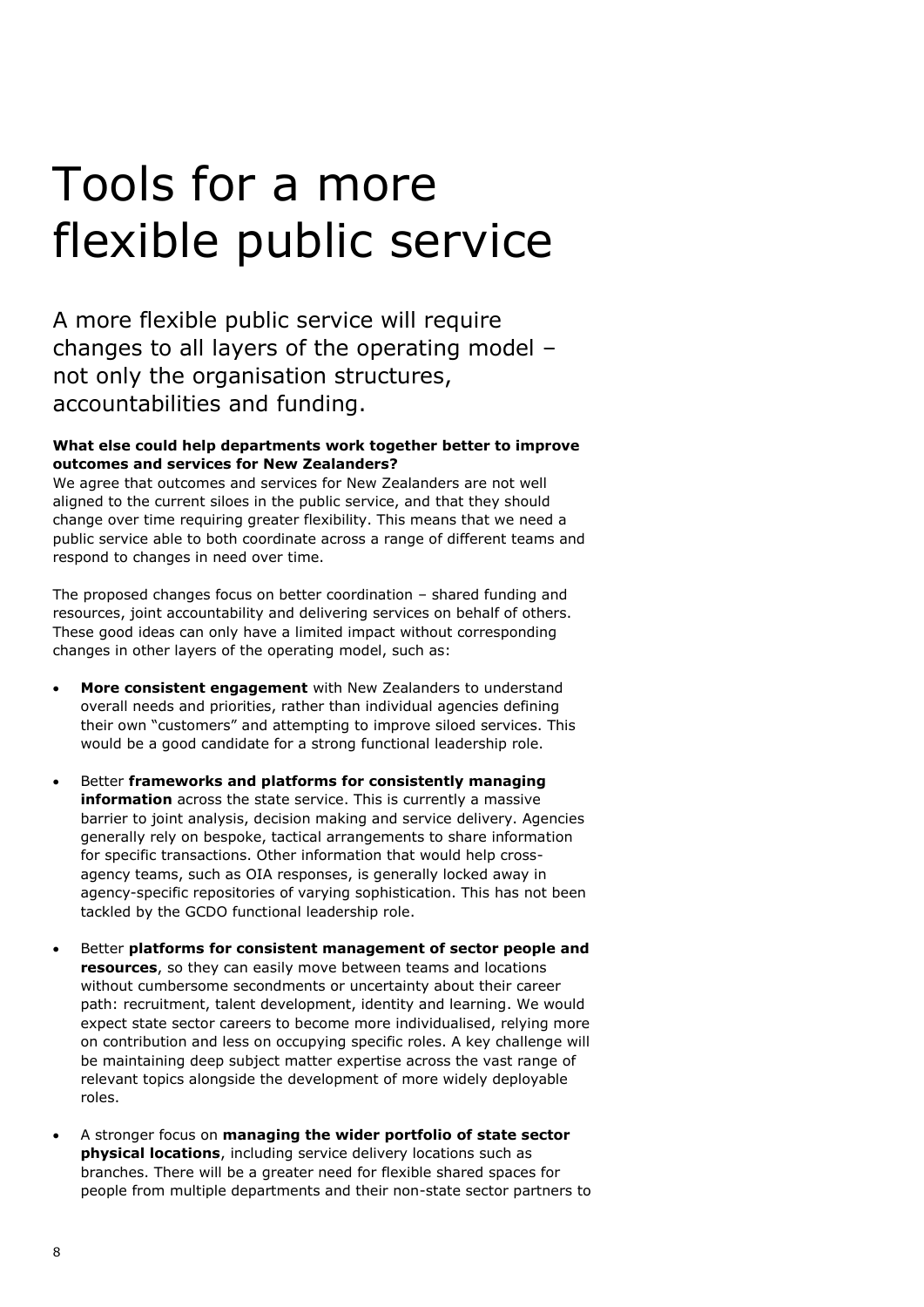# Tools for a more flexible public service

## A more flexible public service will require changes to all layers of the operating model – not only the organisation structures, accountabilities and funding.

**What else could help departments work together better to improve outcomes and services for New Zealanders?**

We agree that outcomes and services for New Zealanders are not well aligned to the current siloes in the public service, and that they should change over time requiring greater flexibility. This means that we need a public service able to both coordinate across a range of different teams and respond to changes in need over time.

The proposed changes focus on better coordination – shared funding and resources, joint accountability and delivering services on behalf of others. These good ideas can only have a limited impact without corresponding changes in other layers of the operating model, such as:

- **More consistent engagement** with New Zealanders to understand overall needs and priorities, rather than individual agencies defining their own "customers" and attempting to improve siloed services. This would be a good candidate for a strong functional leadership role.
- Better **frameworks and platforms for consistently managing information** across the state service. This is currently a massive barrier to joint analysis, decision making and service delivery. Agencies generally rely on bespoke, tactical arrangements to share information for specific transactions. Other information that would help cross-agency teams, such as OIA responses, is generally locked away in agency-specific repositories of varying sophistication. This has not been tackled by the GCDO functional leadership role.
- Better **platforms for consistent management of sector people and resources**, so they can easily move between teams and locations without cumbersome secondments or uncertainty about their career path: recruitment, talent development, identity and learning. We would expect state sector careers to become more individualised, relying more on contribution and less on occupying specific roles. A key challenge will be maintaining deep subject matter expertise across the vast range of relevant topics alongside the development of more widely deployable roles.
- A stronger focus on **managing the wider portfolio of state sector physical locations**, including service delivery locations such as branches. There will be a greater need for flexible shared spaces for people from multiple departments and their non-state sector partners to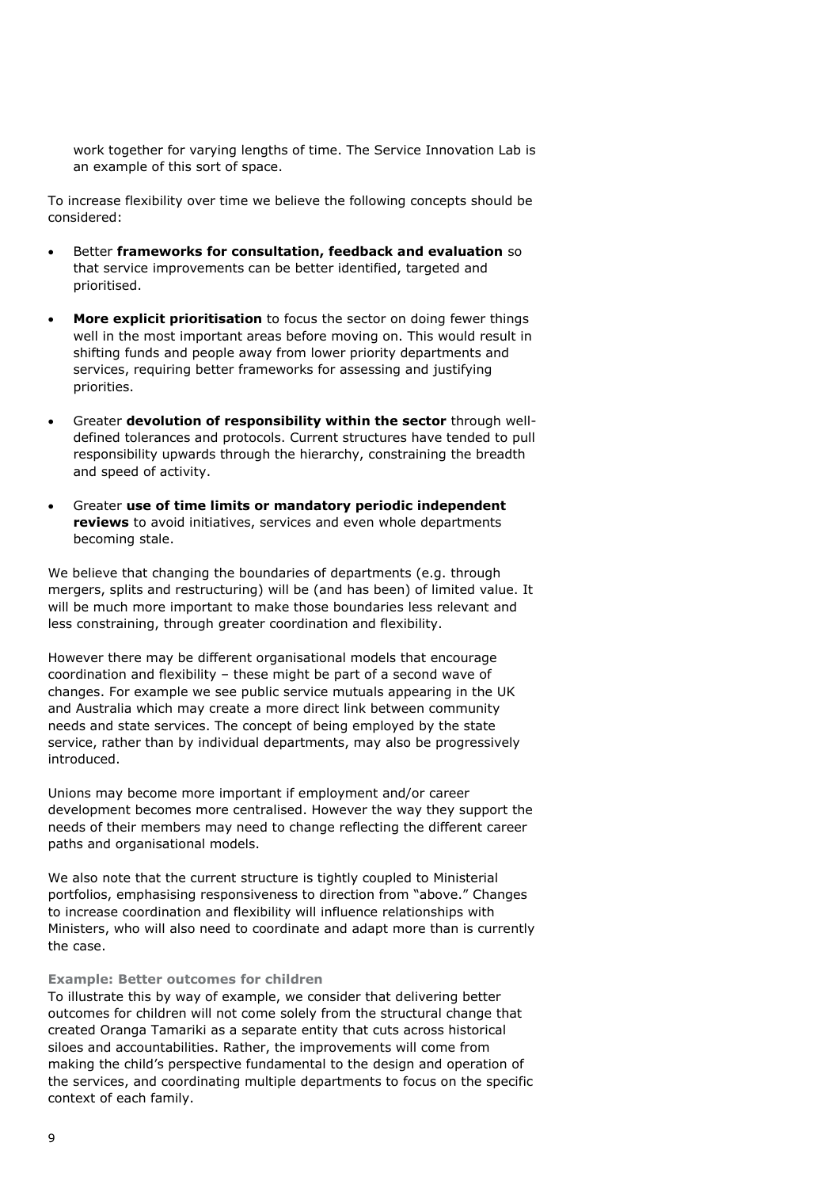work together for varying lengths of time. The Service Innovation Lab is an example of this sort of space.

To increase flexibility over time we believe the following concepts should be considered:

- Better **frameworks for consultation, feedback and evaluation** so that service improvements can be better identified, targeted and prioritised.
- **More explicit prioritisation** to focus the sector on doing fewer things well in the most important areas before moving on. This would result in shifting funds and people away from lower priority departments and services, requiring better frameworks for assessing and justifying priorities.
- Greater **devolution of responsibility within the sector** through well-defined tolerances and protocols. Current structures have tended to pull responsibility upwards through the hierarchy, constraining the breadth and speed of activity.
- Greater **use of time limits or mandatory periodic independent reviews** to avoid initiatives, services and even whole departments becoming stale.

We believe that changing the boundaries of departments (e.g. through mergers, splits and restructuring) will be (and has been) of limited value. It will be much more important to make those boundaries less relevant and less constraining, through greater coordination and flexibility.

However there may be different organisational models that encourage coordination and flexibility – these might be part of a second wave of changes. For example we see public service mutuals appearing in the UK and Australia which may create a more direct link between community needs and state services. The concept of being employed by the state service, rather than by individual departments, may also be progressively introduced.

Unions may become more important if employment and/or career development becomes more centralised. However the way they support the needs of their members may need to change reflecting the different career paths and organisational models.

We also note that the current structure is tightly coupled to Ministerial portfolios, emphasising responsiveness to direction from "above." Changes to increase coordination and flexibility will influence relationships with Ministers, who will also need to coordinate and adapt more than is currently the case.

**Example: Better outcomes for children**

To illustrate this by way of example, we consider that delivering better outcomes for children will not come solely from the structural change that created Oranga Tamariki as a separate entity that cuts across historical siloes and accountabilities. Rather, the improvements will come from making the child's perspective fundamental to the design and operation of the services, and coordinating multiple departments to focus on the specific context of each family.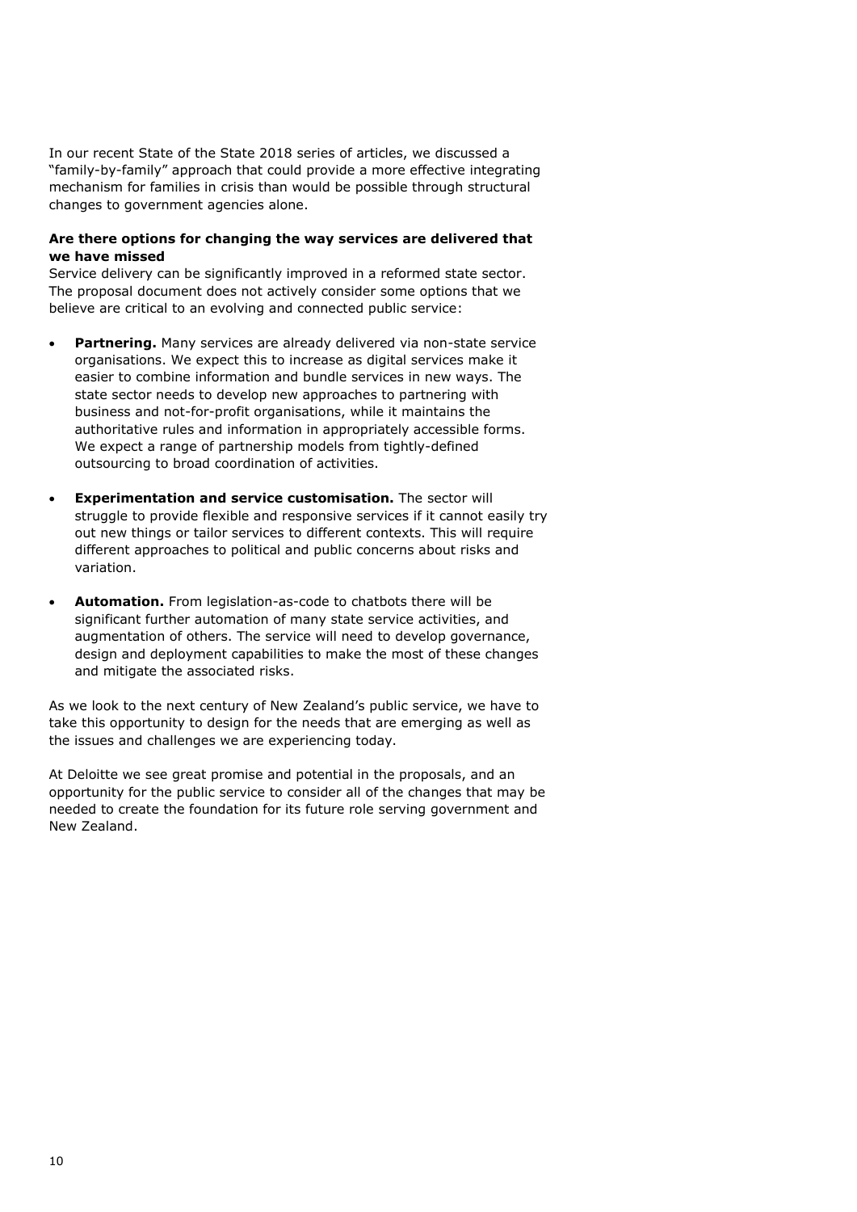In our recent State of the State 2018 series of articles, we discussed a "family-by-family" approach that could provide a more effective integrating mechanism for families in crisis than would be possible through structural changes to government agencies alone.

**Are there options for changing the way services are delivered that we have missed**

Service delivery can be significantly improved in a reformed state sector. The proposal document does not actively consider some options that we believe are critical to an evolving and connected public service:

- **Partnering.** Many services are already delivered via non-state service organisations. We expect this to increase as digital services make it easier to combine information and bundle services in new ways. The state sector needs to develop new approaches to partnering with business and not-for-profit organisations, while it maintains the authoritative rules and information in appropriately accessible forms. We expect a range of partnership models from tightly-defined outsourcing to broad coordination of activities.

- **Experimentation and service customisation.** The sector will struggle to provide flexible and responsive services if it cannot easily try out new things or tailor services to different contexts. This will require different approaches to political and public concerns about risks and variation.

- **Automation.** From legislation-as-code to chatbots there will be significant further automation of many state service activities, and augmentation of others. The service will need to develop governance, design and deployment capabilities to make the most of these changes and mitigate the associated risks.

As we look to the next century of New Zealand's public service, we have to take this opportunity to design for the needs that are emerging as well as the issues and challenges we are experiencing today.

At Deloitte we see great promise and potential in the proposals, and an opportunity for the public service to consider all of the changes that may be needed to create the foundation for its future role serving government and New Zealand.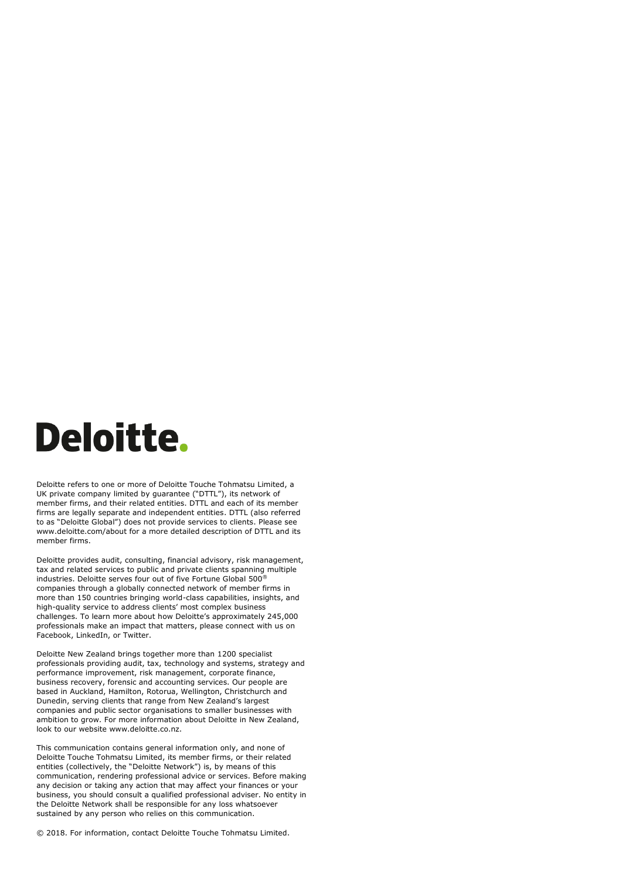# Deloitte.

Deloitte refers to one or more of Deloitte Touche Tohmatsu Limited, a UK private company limited by guarantee ("DTTL"), its network of member firms, and their related entities. DTTL and each of its member firms are legally separate and independent entities. DTTL (also referred to as "Deloitte Global") does not provide services to clients. Please see www.deloitte.com/about for a more detailed description of DTTL and its member firms.

Deloitte provides audit, consulting, financial advisory, risk management, tax and related services to public and private clients spanning multiple industries. Deloitte serves four out of five Fortune Global 500® companies through a globally connected network of member firms in more than 150 countries bringing world-class capabilities, insights, and high-quality service to address clients' most complex business challenges. To learn more about how Deloitte's approximately 245,000 professionals make an impact that matters, please connect with us on Facebook, LinkedIn, or Twitter.

Deloitte New Zealand brings together more than 1200 specialist professionals providing audit, tax, technology and systems, strategy and performance improvement, risk management, corporate finance, business recovery, forensic and accounting services. Our people are based in Auckland, Hamilton, Rotorua, Wellington, Christchurch and Dunedin, serving clients that range from New Zealand's largest companies and public sector organisations to smaller businesses with ambition to grow. For more information about Deloitte in New Zealand, look to our website www.deloitte.co.nz.

This communication contains general information only, and none of Deloitte Touche Tohmatsu Limited, its member firms, or their related entities (collectively, the "Deloitte Network") is, by means of this communication, rendering professional advice or services. Before making any decision or taking any action that may affect your finances or your business, you should consult a qualified professional adviser. No entity in the Deloitte Network shall be responsible for any loss whatsoever sustained by any person who relies on this communication.

© 2018. For information, contact Deloitte Touche Tohmatsu Limited.